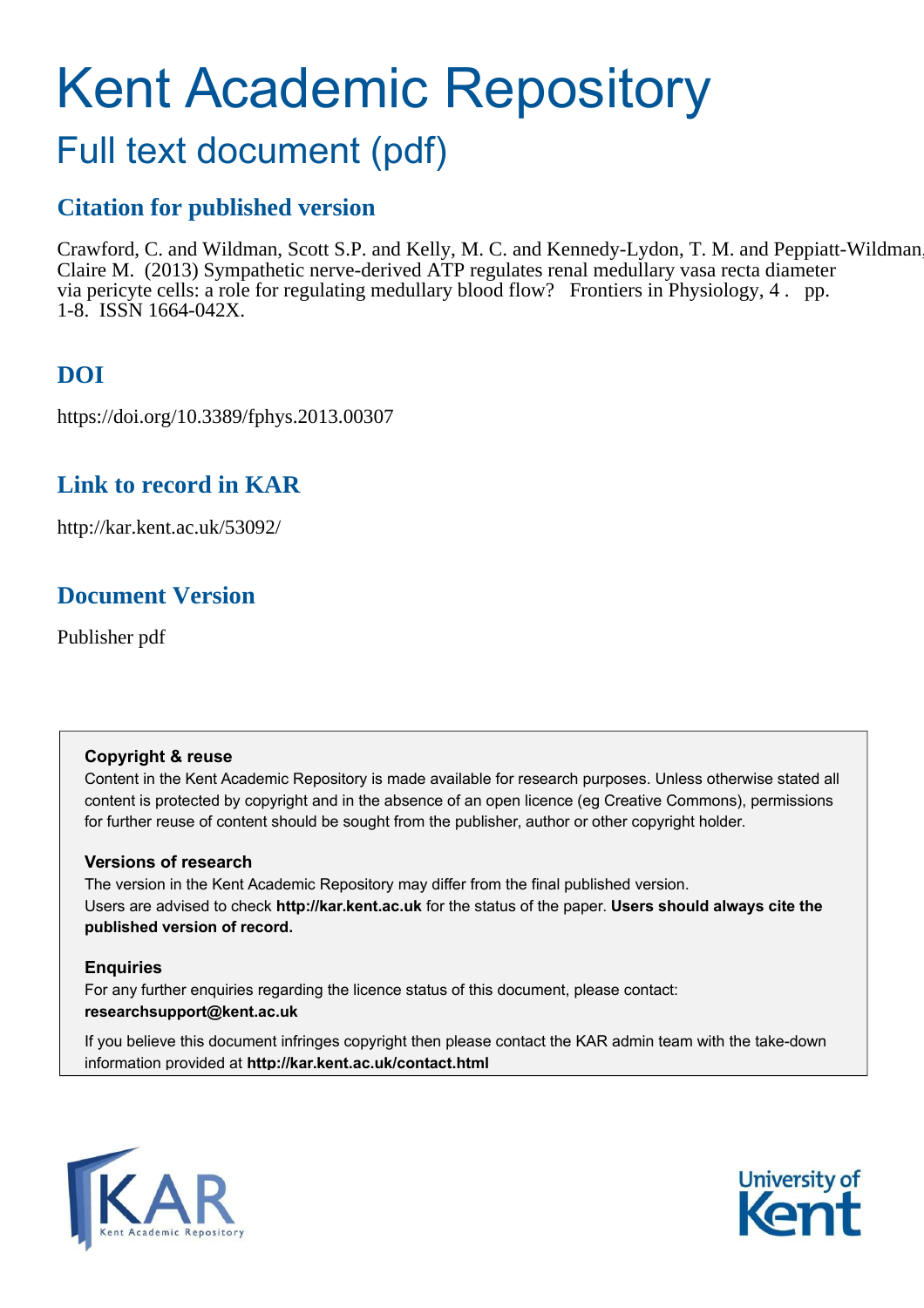# Kent Academic Repository

## Full text document (pdf)

### Citation for published version

Crawford, C. and Wildman, Scott S.P. and Kelly, M. C. and Kennedy-Lydon, T. M. and Peppiatt-Wildman, Claire M. (2013) Sympathetic nerve-derived ATP regulates renal medullary vasa recta diameter via pericyte cells: a role for regulating medullary blood flow? Frontiers in Physiology, 4 . pp. 1-8. ISSN 1664-042X.

### DOI

https://doi.org/10.3389/fphys.2013.00307

### Link to record in KAR

http://kar.kent.ac.uk/53092/

### Document Version

Publisher pdf

**Copyright & reuse**

Content in the Kent Academic Repository is made available for research purposes. Unless otherwise stated all content is protected by copyright and in the absence of an open licence (eg Creative Commons), permissions for further reuse of content should be sought from the publisher, author or other copyright holder.

**Versions of research**

The version in the Kent Academic Repository may differ from the final published version.
Users are advised to check **http://kar.kent.ac.uk** for the status of the paper. **Users should always cite the published version of record.**

**Enquiries**

For any further enquiries regarding the licence status of this document, please contact:
**researchsupport@kent.ac.uk**

If you believe this document infringes copyright then please contact the KAR admin team with the take-down information provided at **http://kar.kent.ac.uk/contact.html**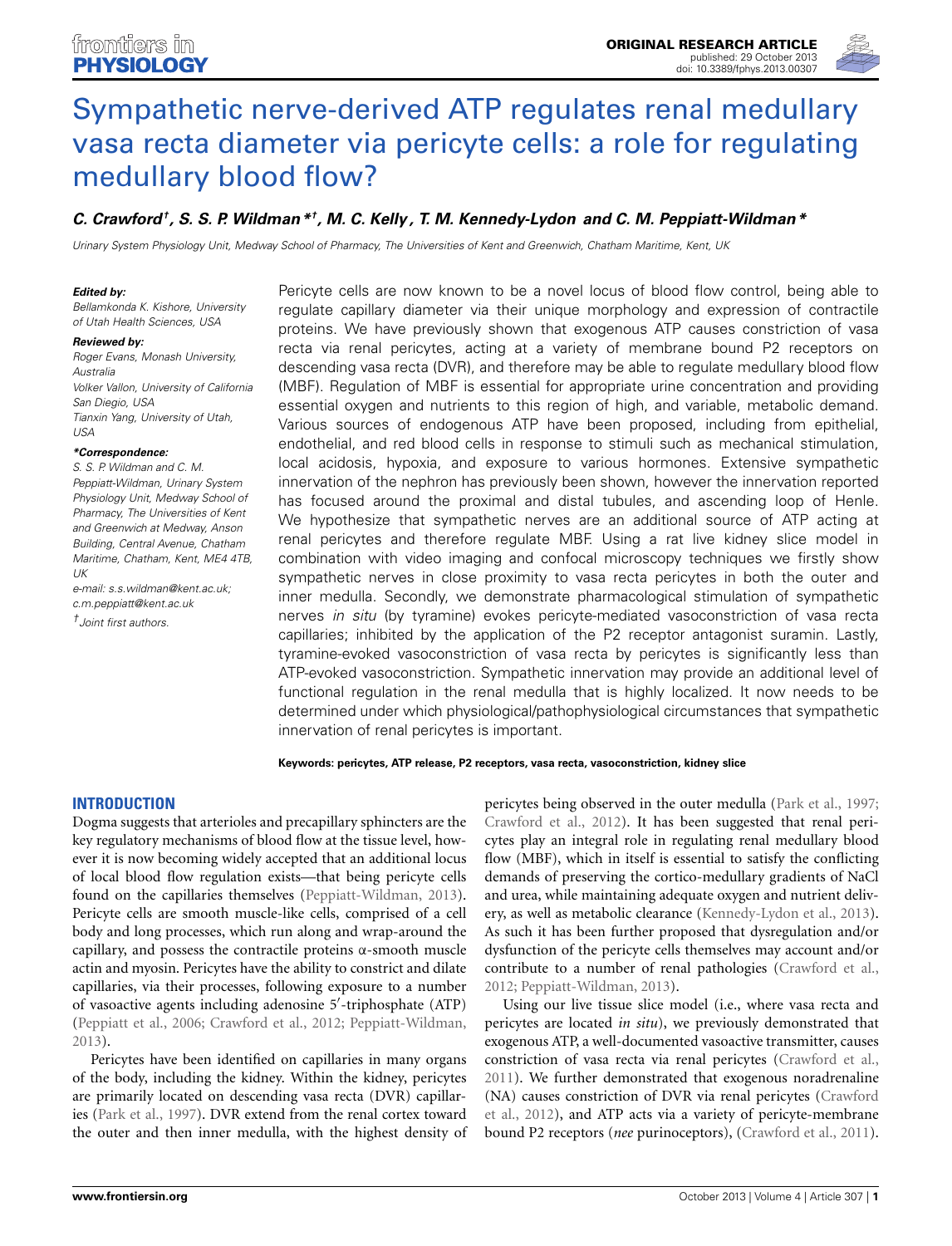# Sympathetic nerve-derived ATP regulates renal medullary vasa recta diameter via pericyte cells: a role for regulating medullary blood flow?

***C. Crawford*[†]*, S. S. P. Wildman*[*†]*, M. C. Kelly, T. M. Kennedy-Lydon and C. M. Peppiatt-Wildman*[*]**

*Urinary System Physiology Unit, Medway School of Pharmacy, The Universities of Kent and Greenwich, Chatham Maritime, Kent, UK*

***Edited by:***
*Bellamkonda K. Kishore, University of Utah Health Sciences, USA*

***Reviewed by:***
*Roger Evans, Monash University, Australia*
*Volker Vallon, University of California San Diego, USA*
*Tianxin Yang, University of Utah, USA*

***\*Correspondence:***
*S. S. P. Wildman and C. M. Peppiatt-Wildman, Urinary System Physiology Unit, Medway School of Pharmacy, The Universities of Kent and Greenwich at Medway, Anson Building, Central Avenue, Chatham Maritime, Chatham, Kent, ME4 4TB, UK*
*e-mail: s.s.wildman@kent.ac.uk; c.m.peppiatt@kent.ac.uk*

*[†]Joint first authors.*

Pericyte cells are now known to be a novel locus of blood flow control, being able to regulate capillary diameter via their unique morphology and expression of contractile proteins. We have previously shown that exogenous ATP causes constriction of vasa recta via renal pericytes, acting at a variety of membrane bound P2 receptors on descending vasa recta (DVR), and therefore may be able to regulate medullary blood flow (MBF). Regulation of MBF is essential for appropriate urine concentration and providing essential oxygen and nutrients to this region of high, and variable, metabolic demand. Various sources of endogenous ATP have been proposed, including from epithelial, endothelial, and red blood cells in response to stimuli such as mechanical stimulation, local acidosis, hypoxia, and exposure to various hormones. Extensive sympathetic innervation of the nephron has previously been shown, however the innervation reported has focused around the proximal and distal tubules, and ascending loop of Henle. We hypothesize that sympathetic nerves are an additional source of ATP acting at renal pericytes and therefore regulate MBF. Using a rat live kidney slice model in combination with video imaging and confocal microscopy techniques we firstly show sympathetic nerves in close proximity to vasa recta pericytes in both the outer and inner medulla. Secondly, we demonstrate pharmacological stimulation of sympathetic nerves *in situ* (by tyramine) evokes pericyte-mediated vasoconstriction of vasa recta capillaries; inhibited by the application of the P2 receptor antagonist suramin. Lastly, tyramine-evoked vasoconstriction of vasa recta by pericytes is significantly less than ATP-evoked vasoconstriction. Sympathetic innervation may provide an additional level of functional regulation in the renal medulla that is highly localized. It now needs to be determined under which physiological/pathophysiological circumstances that sympathetic innervation of renal pericytes is important.

**Keywords: pericytes, ATP release, P2 receptors, vasa recta, vasoconstriction, kidney slice**

## INTRODUCTION

Dogma suggests that arterioles and precapillary sphincters are the key regulatory mechanisms of blood flow at the tissue level, however it is now becoming widely accepted that an additional locus of local blood flow regulation exists—that being pericyte cells found on the capillaries themselves (Peppiatt-Wildman, 2013). Pericyte cells are smooth muscle-like cells, comprised of a cell body and long processes, which run along and wrap-around the capillary, and possess the contractile proteins α-smooth muscle actin and myosin. Pericytes have the ability to constrict and dilate capillaries, via their processes, following exposure to a number of vasoactive agents including adenosine 5′-triphosphate (ATP) (Peppiatt et al., 2006; Crawford et al., 2012; Peppiatt-Wildman, 2013).

Pericytes have been identified on capillaries in many organs of the body, including the kidney. Within the kidney, pericytes are primarily located on descending vasa recta (DVR) capillaries (Park et al., 1997). DVR extend from the renal cortex toward the outer and then inner medulla, with the highest density of pericytes being observed in the outer medulla (Park et al., 1997; Crawford et al., 2012). It has been suggested that renal pericytes play an integral role in regulating renal medullary blood flow (MBF), which in itself is essential to satisfy the conflicting demands of preserving the cortico-medullary gradients of NaCl and urea, while maintaining adequate oxygen and nutrient delivery, as well as metabolic clearance (Kennedy-Lydon et al., 2013). As such it has been further proposed that dysregulation and/or dysfunction of the pericyte cells themselves may account and/or contribute to a number of renal pathologies (Crawford et al., 2012; Peppiatt-Wildman, 2013).

Using our live tissue slice model (i.e., where vasa recta and pericytes are located *in situ*), we previously demonstrated that exogenous ATP, a well-documented vasoactive transmitter, causes constriction of vasa recta via renal pericytes (Crawford et al., 2011). We further demonstrated that exogenous noradrenaline (NA) causes constriction of DVR via renal pericytes (Crawford et al., 2012), and ATP acts via a variety of pericyte-membrane bound P2 receptors (*nee* purinoceptors), (Crawford et al., 2011).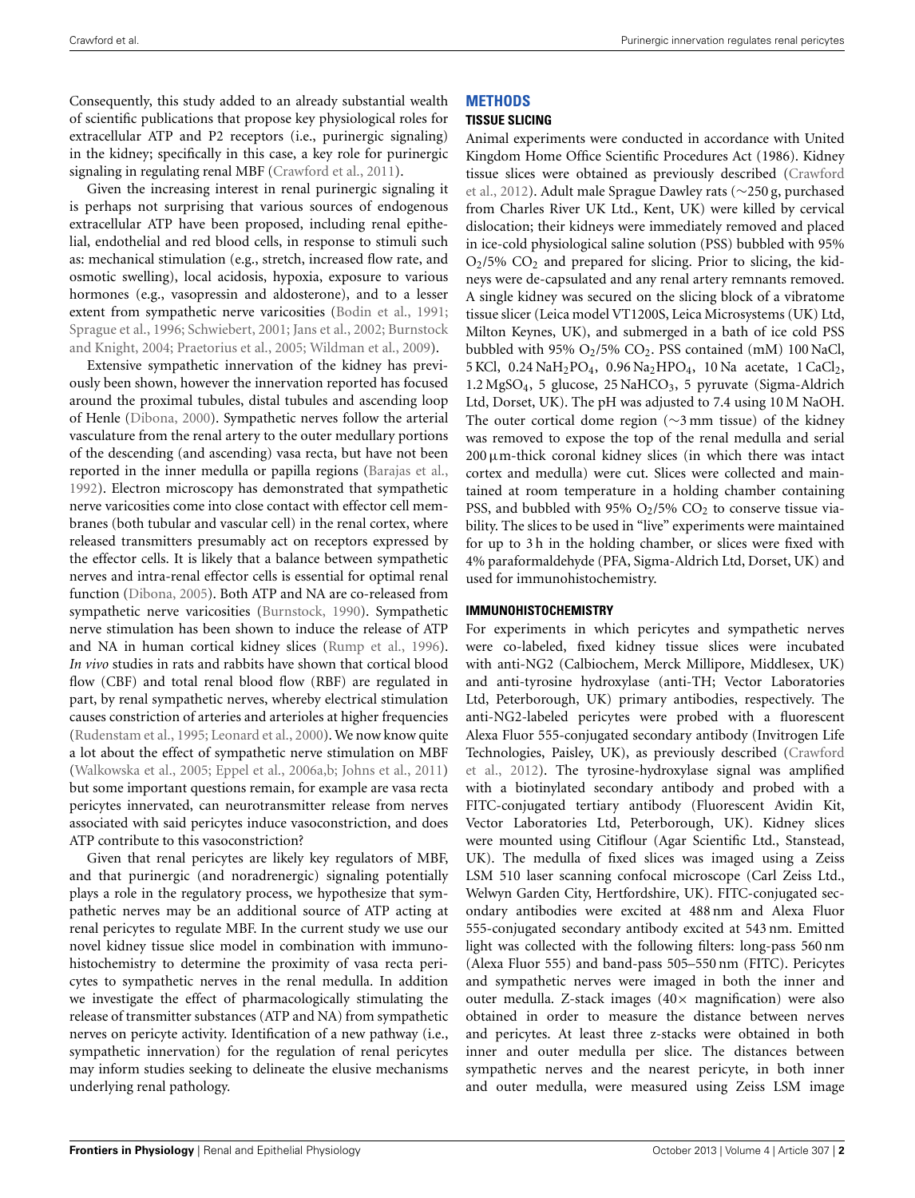Consequently, this study added to an already substantial wealth of scientific publications that propose key physiological roles for extracellular ATP and P2 receptors (i.e., purinergic signaling) in the kidney; specifically in this case, a key role for purinergic signaling in regulating renal MBF (Crawford et al., 2011).

Given the increasing interest in renal purinergic signaling it is perhaps not surprising that various sources of endogenous extracellular ATP have been proposed, including renal epithelial, endothelial and red blood cells, in response to stimuli such as: mechanical stimulation (e.g., stretch, increased flow rate, and osmotic swelling), local acidosis, hypoxia, exposure to various hormones (e.g., vasopressin and aldosterone), and to a lesser extent from sympathetic nerve varicosities (Bodin et al., 1991; Sprague et al., 1996; Schwiebert, 2001; Jans et al., 2002; Burnstock and Knight, 2004; Praetorius et al., 2005; Wildman et al., 2009).

Extensive sympathetic innervation of the kidney has previously been shown, however the innervation reported has focused around the proximal tubules, distal tubules and ascending loop of Henle (Dibona, 2000). Sympathetic nerves follow the arterial vasculature from the renal artery to the outer medullary portions of the descending (and ascending) vasa recta, but have not been reported in the inner medulla or papilla regions (Barajas et al., 1992). Electron microscopy has demonstrated that sympathetic nerve varicosities come into close contact with effector cell membranes (both tubular and vascular cell) in the renal cortex, where released transmitters presumably act on receptors expressed by the effector cells. It is likely that a balance between sympathetic nerves and intra-renal effector cells is essential for optimal renal function (Dibona, 2005). Both ATP and NA are co-released from sympathetic nerve varicosities (Burnstock, 1990). Sympathetic nerve stimulation has been shown to induce the release of ATP and NA in human cortical kidney slices (Rump et al., 1996). *In vivo* studies in rats and rabbits have shown that cortical blood flow (CBF) and total renal blood flow (RBF) are regulated in part, by renal sympathetic nerves, whereby electrical stimulation causes constriction of arteries and arterioles at higher frequencies (Rudenstam et al., 1995; Leonard et al., 2000). We now know quite a lot about the effect of sympathetic nerve stimulation on MBF (Walkowska et al., 2005; Eppel et al., 2006a,b; Johns et al., 2011) but some important questions remain, for example are vasa recta pericytes innervated, can neurotransmitter release from nerves associated with said pericytes induce vasoconstriction, and does ATP contribute to this vasoconstriction?

Given that renal pericytes are likely key regulators of MBF, and that purinergic (and noradrenergic) signaling potentially plays a role in the regulatory process, we hypothesize that sympathetic nerves may be an additional source of ATP acting at renal pericytes to regulate MBF. In the current study we use our novel kidney tissue slice model in combination with immunohistochemistry to determine the proximity of vasa recta pericytes to sympathetic nerves in the renal medulla. In addition we investigate the effect of pharmacologically stimulating the release of transmitter substances (ATP and NA) from sympathetic nerves on pericyte activity. Identification of a new pathway (i.e., sympathetic innervation) for the regulation of renal pericytes may inform studies seeking to delineate the elusive mechanisms underlying renal pathology.

## METHODS

### TISSUE SLICING

Animal experiments were conducted in accordance with United Kingdom Home Office Scientific Procedures Act (1986). Kidney tissue slices were obtained as previously described (Crawford et al., 2012). Adult male Sprague Dawley rats (~250 g, purchased from Charles River UK Ltd., Kent, UK) were killed by cervical dislocation; their kidneys were immediately removed and placed in ice-cold physiological saline solution (PSS) bubbled with 95% $O_2$/5% $CO_2$ and prepared for slicing. Prior to slicing, the kidneys were de-capsulated and any renal artery remnants removed. A single kidney was secured on the slicing block of a vibratome tissue slicer (Leica model VT1200S, Leica Microsystems (UK) Ltd, Milton Keynes, UK), and submerged in a bath of ice cold PSS bubbled with 95% $O_2$/5% $CO_2$. PSS contained (mM) 100 NaCl, 5 KCl, 0.24 $NaH_2PO_4$, 0.96 $Na_2HPO_4$, 10 Na acetate, 1 $CaCl_2$, 1.2 $MgSO_4$, 5 glucose, 25 $NaHCO_3$, 5 pyruvate (Sigma-Aldrich Ltd, Dorset, UK). The pH was adjusted to 7.4 using 10 M NaOH. The outer cortical dome region (~3 mm tissue) of the kidney was removed to expose the top of the renal medulla and serial 200 µm-thick coronal kidney slices (in which there was intact cortex and medulla) were cut. Slices were collected and maintained at room temperature in a holding chamber containing PSS, and bubbled with 95% $O_2$/5% $CO_2$ to conserve tissue viability. The slices to be used in "live" experiments were maintained for up to 3 h in the holding chamber, or slices were fixed with 4% paraformaldehyde (PFA, Sigma-Aldrich Ltd, Dorset, UK) and used for immunohistochemistry.

### IMMUNOHISTOCHEMISTRY

For experiments in which pericytes and sympathetic nerves were co-labeled, fixed kidney tissue slices were incubated with anti-NG2 (Calbiochem, Merck Millipore, Middlesex, UK) and anti-tyrosine hydroxylase (anti-TH; Vector Laboratories Ltd, Peterborough, UK) primary antibodies, respectively. The anti-NG2-labeled pericytes were probed with a fluorescent Alexa Fluor 555-conjugated secondary antibody (Invitrogen Life Technologies, Paisley, UK), as previously described (Crawford et al., 2012). The tyrosine-hydroxylase signal was amplified with a biotinylated secondary antibody and probed with a FITC-conjugated tertiary antibody (Fluorescent Avidin Kit, Vector Laboratories Ltd, Peterborough, UK). Kidney slices were mounted using Citiflour (Agar Scientific Ltd., Stanstead, UK). The medulla of fixed slices was imaged using a Zeiss LSM 510 laser scanning confocal microscope (Carl Zeiss Ltd., Welwyn Garden City, Hertfordshire, UK). FITC-conjugated secondary antibodies were excited at 488 nm and Alexa Fluor 555-conjugated secondary antibody excited at 543 nm. Emitted light was collected with the following filters: long-pass 560 nm (Alexa Fluor 555) and band-pass 505–550 nm (FITC). Pericytes and sympathetic nerves were imaged in both the inner and outer medulla. Z-stack images (40× magnification) were also obtained in order to measure the distance between nerves and pericytes. At least three z-stacks were obtained in both inner and outer medulla per slice. The distances between sympathetic nerves and the nearest pericyte, in both inner and outer medulla, were measured using Zeiss LSM image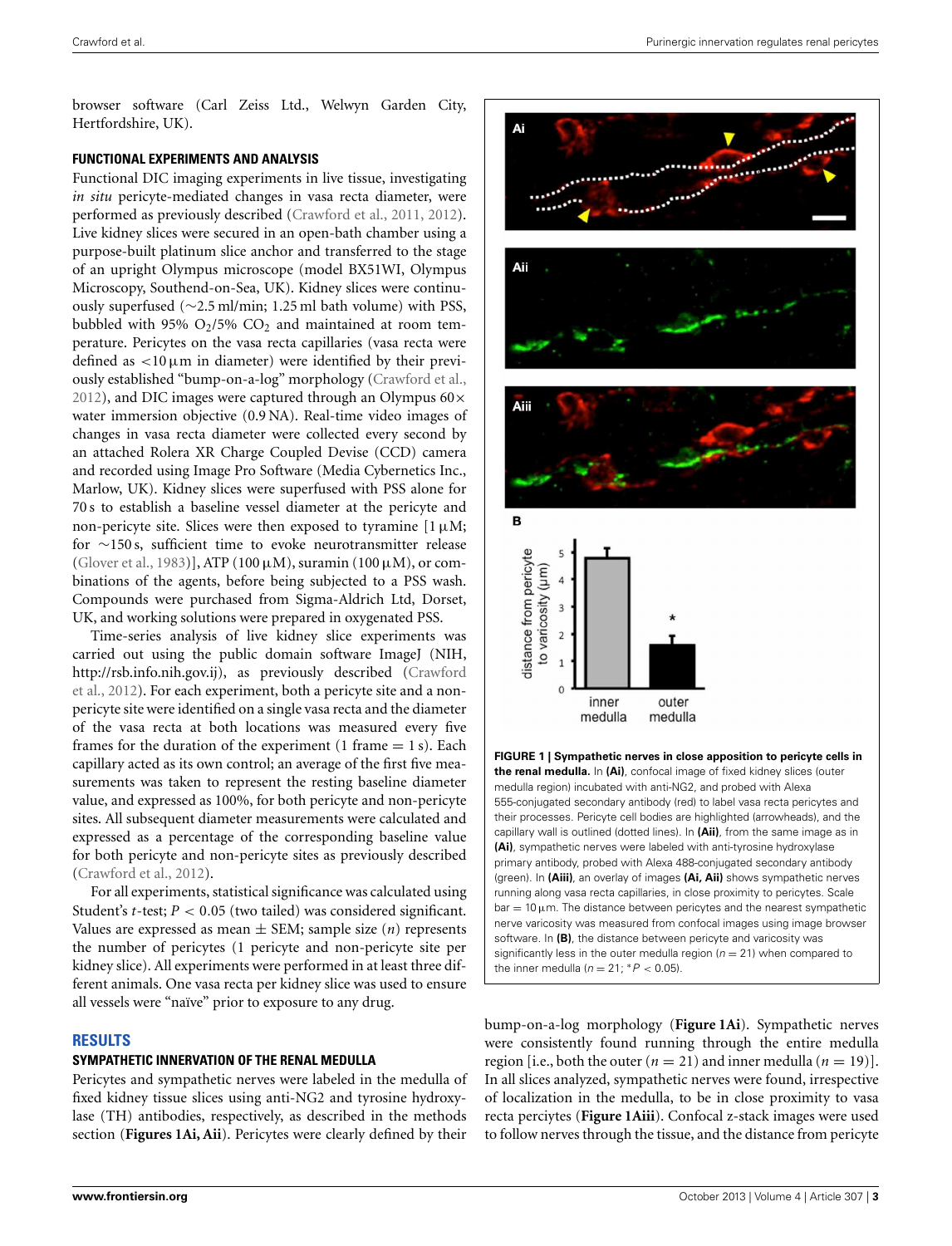browser software (Carl Zeiss Ltd., Welwyn Garden City, Hertfordshire, UK).

### FUNCTIONAL EXPERIMENTS AND ANALYSIS

Functional DIC imaging experiments in live tissue, investigating *in situ* pericyte-mediated changes in vasa recta diameter, were performed as previously described (Crawford et al., 2011, 2012). Live kidney slices were secured in an open-bath chamber using a purpose-built platinum slice anchor and transferred to the stage of an upright Olympus microscope (model BX51WI, Olympus Microscopy, Southend-on-Sea, UK). Kidney slices were continuously superfused (~2.5 ml/min; 1.25 ml bath volume) with PSS, bubbled with 95% $O_2$/5% $CO_2$ and maintained at room temperature. Pericytes on the vasa recta capillaries (vasa recta were defined as <10 μm in diameter) were identified by their previously established "bump-on-a-log" morphology (Crawford et al., 2012), and DIC images were captured through an Olympus 60× water immersion objective (0.9 NA). Real-time video images of changes in vasa recta diameter were collected every second by an attached Rolera XR Charge Coupled Devise (CCD) camera and recorded using Image Pro Software (Media Cybernetics Inc., Marlow, UK). Kidney slices were superfused with PSS alone for 70 s to establish a baseline vessel diameter at the pericyte and non-pericyte site. Slices were then exposed to tyramine [1 μM; for ~150 s, sufficient time to evoke neurotransmitter release (Glover et al., 1983)], ATP (100 μM), suramin (100 μM), or combinations of the agents, before being subjected to a PSS wash. Compounds were purchased from Sigma-Aldrich Ltd, Dorset, UK, and working solutions were prepared in oxygenated PSS.

Time-series analysis of live kidney slice experiments was carried out using the public domain software ImageJ (NIH, http://rsb.info.nih.gov.ij), as previously described (Crawford et al., 2012). For each experiment, both a pericyte site and a non-pericyte site were identified on a single vasa recta and the diameter of the vasa recta at both locations was measured every five frames for the duration of the experiment (1 frame = 1 s). Each capillary acted as its own control; an average of the first five measurements was taken to represent the resting baseline diameter value, and expressed as 100%, for both pericyte and non-pericyte sites. All subsequent diameter measurements were calculated and expressed as a percentage of the corresponding baseline value for both pericyte and non-pericyte sites as previously described (Crawford et al., 2012).

For all experiments, statistical significance was calculated using Student's *t*-test; $P < 0.05$ (two tailed) was considered significant. Values are expressed as mean ± SEM; sample size ($n$) represents the number of pericytes (1 pericyte and non-pericyte site per kidney slice). All experiments were performed in at least three different animals. One vasa recta per kidney slice was used to ensure all vessels were "naïve" prior to exposure to any drug.

## RESULTS

### SYMPATHETIC INNERVATION OF THE RENAL MEDULLA

Pericytes and sympathetic nerves were labeled in the medulla of fixed kidney tissue slices using anti-NG2 and tyrosine hydroxylase (TH) antibodies, respectively, as described in the methods section (**Figures 1Ai, Aii**). Pericytes were clearly defined by their bump-on-a-log morphology (**Figure 1Ai**). Sympathetic nerves were consistently found running through the entire medulla region [i.e., both the outer ($n = 21$) and inner medulla ($n = 19$)]. In all slices analyzed, sympathetic nerves were found, irrespective of localization in the medulla, to be in close proximity to vasa recta perciytes (**Figure 1Aiii**). Confocal z-stack images were used to follow nerves through the tissue, and the distance from pericyte

**FIGURE 1 | Sympathetic nerves in close apposition to pericyte cells in the renal medulla.** In **(Ai)**, confocal image of fixed kidney slices (outer medulla region) incubated with anti-NG2, and probed with Alexa 555-conjugated secondary antibody (red) to label vasa recta pericytes and their processes. Pericyte cell bodies are highlighted (arrowheads), and the capillary wall is outlined (dotted lines). In **(Aii)**, from the same image as in **(Ai)**, sympathetic nerves were labeled with anti-tyrosine hydroxylase primary antibody, probed with Alexa 488-conjugated secondary antibody (green). In **(Aiii)**, an overlay of images **(Ai, Aii)** shows sympathetic nerves running along vasa recta capillaries, in close proximity to pericytes. Scale bar = 10 μm. The distance between pericytes and the nearest sympathetic nerve varicosity was measured from confocal images using image browser software. In **(B)**, the distance between pericyte and varicosity was significantly less in the outer medulla region ($n = 21$) when compared to the inner medulla ($n = 21$; * $P < 0.05$).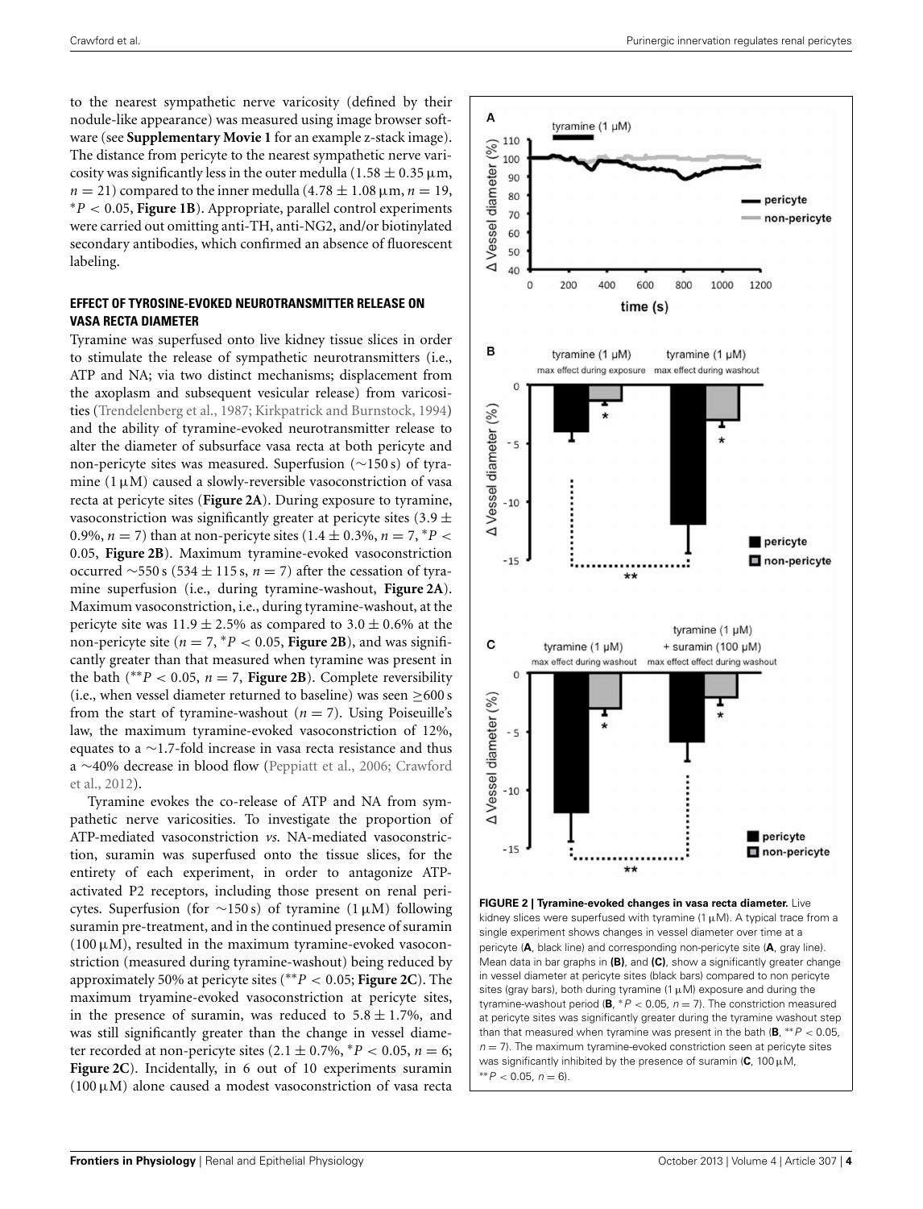to the nearest sympathetic nerve varicosity (defined by their nodule-like appearance) was measured using image browser software (see **Supplementary Movie 1** for an example z-stack image). The distance from pericyte to the nearest sympathetic nerve varicosity was significantly less in the outer medulla (1.58 ± 0.35 μm, $n = 21$) compared to the inner medulla (4.78 ± 1.08 μm, $n = 19$, $^{*}P < 0.05$, **Figure 1B**). Appropriate, parallel control experiments were carried out omitting anti-TH, anti-NG2, and/or biotinylated secondary antibodies, which confirmed an absence of fluorescent labeling.

### EFFECT OF TYROSINE-EVOKED NEUROTRANSMITTER RELEASE ON VASA RECTA DIAMETER

Tyramine was superfused onto live kidney tissue slices in order to stimulate the release of sympathetic neurotransmitters (i.e., ATP and NA; via two distinct mechanisms; displacement from the axoplasm and subsequent vesicular release) from varicosities (Trendelenberg et al., 1987; Kirkpatrick and Burnstock, 1994) and the ability of tyramine-evoked neurotransmitter release to alter the diameter of subsurface vasa recta at both pericyte and non-pericyte sites was measured. Superfusion (~150 s) of tyramine (1 μM) caused a slowly-reversible vasoconstriction of vasa recta at pericyte sites (**Figure 2A**). During exposure to tyramine, vasoconstriction was significantly greater at pericyte sites (3.9 ± 0.9%, $n = 7$) than at non-pericyte sites (1.4 ± 0.3%, $n = 7$, $^{*}P < 0.05$, **Figure 2B**). Maximum tyramine-evoked vasoconstriction occurred ~550 s (534 ± 115 s, $n = 7$) after the cessation of tyramine superfusion (i.e., during tyramine-washout, **Figure 2A**). Maximum vasoconstriction, i.e., during tyramine-washout, at the pericyte site was 11.9 ± 2.5% as compared to 3.0 ± 0.6% at the non-pericyte site ($n = 7$, $^{*}P < 0.05$, **Figure 2B**), and was significantly greater than that measured when tyramine was present in the bath ($^{**}P < 0.05$, $n = 7$, **Figure 2B**). Complete reversibility (i.e., when vessel diameter returned to baseline) was seen ≥600 s from the start of tyramine-washout ($n = 7$). Using Poiseuille's law, the maximum tyramine-evoked vasoconstriction of 12%, equates to a ~1.7-fold increase in vasa recta resistance and thus a ~40% decrease in blood flow (Peppiatt et al., 2006; Crawford et al., 2012).

Tyramine evokes the co-release of ATP and NA from sympathetic nerve varicosities. To investigate the proportion of ATP-mediated vasoconstriction *vs.* NA-mediated vasoconstriction, suramin was superfused onto the tissue slices, for the entirety of each experiment, in order to antagonize ATP-activated P2 receptors, including those present on renal pericytes. Superfusion (for ~150 s) of tyramine (1 μM) following suramin pre-treatment, and in the continued presence of suramin (100 μM), resulted in the maximum tyramine-evoked vasoconstriction (measured during tyramine-washout) being reduced by approximately 50% at pericyte sites ($^{**}P < 0.05$; **Figure 2C**). The maximum tryamine-evoked vasoconstriction at pericyte sites, in the presence of suramin, was reduced to 5.8 ± 1.7%, and was still significantly greater than the change in vessel diameter recorded at non-pericyte sites (2.1 ± 0.7%, $^{*}P < 0.05$, $n = 6$; **Figure 2C**). Incidentally, in 6 out of 10 experiments suramin (100 μM) alone caused a modest vasoconstriction of vasa recta

**FIGURE 2 | Tyramine-evoked changes in vasa recta diameter.** Live kidney slices were superfused with tyramine (1 μM). A typical trace from a single experiment shows changes in vessel diameter over time at a pericyte (**A**, black line) and corresponding non-pericyte site (**A**, gray line). Mean data in bar graphs in **(B)**, and **(C)**, show a significantly greater change in vessel diameter at pericyte sites (black bars) compared to non pericyte sites (gray bars), both during tyramine (1 μM) exposure and during the tyramine-washout period (**B**, $^{*}P < 0.05$, $n = 7$). The constriction measured at pericyte sites was significantly greater during the tyramine washout step than that measured when tyramine was present in the bath (**B**, $^{**}P < 0.05$, $n = 7$). The maximum tyramine-evoked constriction seen at pericyte sites was significantly inhibited by the presence of suramin (**C**, 100 μM, $^{**}P < 0.05$, $n = 6$).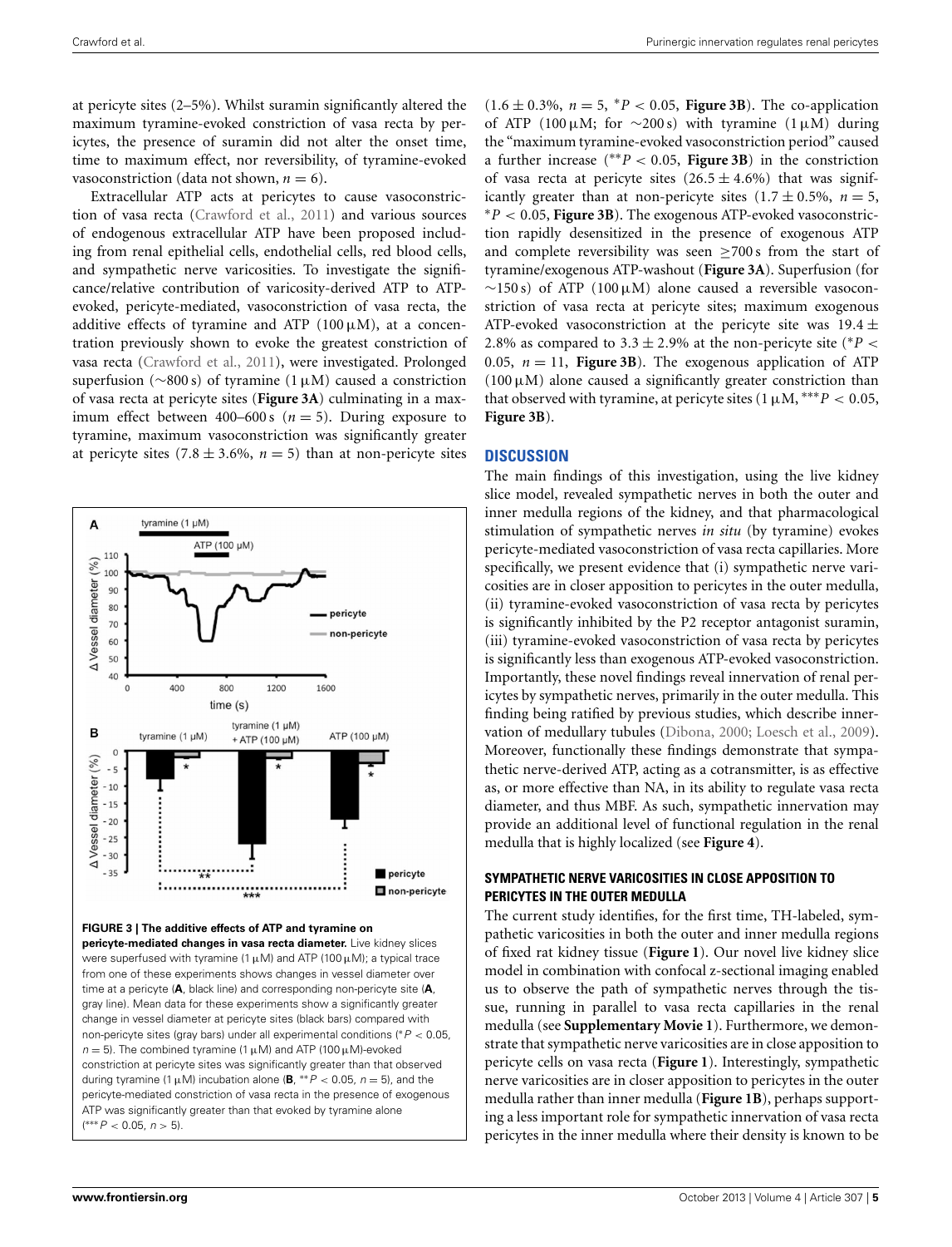at pericyte sites (2–5%). Whilst suramin significantly altered the maximum tyramine-evoked constriction of vasa recta by pericytes, the presence of suramin did not alter the onset time, time to maximum effect, nor reversibility, of tyramine-evoked vasoconstriction (data not shown, $n = 6$).

Extracellular ATP acts at pericytes to cause vasoconstriction of vasa recta (Crawford et al., 2011) and various sources of endogenous extracellular ATP have been proposed including from renal epithelial cells, endothelial cells, red blood cells, and sympathetic nerve varicosities. To investigate the significance/relative contribution of varicosity-derived ATP to ATP-evoked, pericyte-mediated, vasoconstriction of vasa recta, the additive effects of tyramine and ATP (100 μM), at a concentration previously shown to evoke the greatest constriction of vasa recta (Crawford et al., 2011), were investigated. Prolonged superfusion (∼800 s) of tyramine (1 μM) caused a constriction of vasa recta at pericyte sites (**Figure 3A**) culminating in a maximum effect between 400–600 s ($n = 5$). During exposure to tyramine, maximum vasoconstriction was significantly greater at pericyte sites (7.8 ± 3.6%, $n = 5$) than at non-pericyte sites (1.6 ± 0.3%, $n = 5$, $^*P < 0.05$, **Figure 3B**). The co-application of ATP (100 μM; for ∼200 s) with tyramine (1 μM) during the "maximum tyramine-evoked vasoconstriction period" caused a further increase ($^{**}P < 0.05$, **Figure 3B**) in the constriction of vasa recta at pericyte sites (26.5 ± 4.6%) that was significantly greater than at non-pericyte sites (1.7 ± 0.5%, $n = 5$, $^*P < 0.05$, **Figure 3B**). The exogenous ATP-evoked vasoconstriction rapidly desensitized in the presence of exogenous ATP and complete reversibility was seen ≥700 s from the start of tyramine/exogenous ATP-washout (**Figure 3A**). Superfusion (for ∼150 s) of ATP (100 μM) alone caused a reversible vasoconstriction of vasa recta at pericyte sites; maximum exogenous ATP-evoked vasoconstriction at the pericyte site was 19.4 ± 2.8% as compared to 3.3 ± 2.9% at the non-pericyte site ($^*P < 0.05$, $n = 11$, **Figure 3B**). The exogenous application of ATP (100 μM) alone caused a significantly greater constriction than that observed with tyramine, at pericyte sites (1 μM, $^{***}P < 0.05$, **Figure 3B**).

**FIGURE 3 | The additive effects of ATP and tyramine on pericyte-mediated changes in vasa recta diameter.** Live kidney slices were superfused with tyramine (1 μM) and ATP (100 μM); a typical trace from one of these experiments shows changes in vessel diameter over time at a pericyte (**A**, black line) and corresponding non-pericyte site (**A**, gray line). Mean data for these experiments show a significantly greater change in vessel diameter at pericyte sites (black bars) compared with non-pericyte sites (gray bars) under all experimental conditions ($^*P < 0.05$, $n = 5$). The combined tyramine (1 μM) and ATP (100 μM)-evoked constriction at pericyte sites was significantly greater than that observed during tyramine (1 μM) incubation alone (**B**, $^{**}P < 0.05$, $n = 5$), and the pericyte-mediated constriction of vasa recta in the presence of exogenous ATP was significantly greater than that evoked by tyramine alone ($^{***}P < 0.05$, $n > 5$).

## DISCUSSION

The main findings of this investigation, using the live kidney slice model, revealed sympathetic nerves in both the outer and inner medulla regions of the kidney, and that pharmacological stimulation of sympathetic nerves *in situ* (by tyramine) evokes pericyte-mediated vasoconstriction of vasa recta capillaries. More specifically, we present evidence that (i) sympathetic nerve varicosities are in closer apposition to pericytes in the outer medulla, (ii) tyramine-evoked vasoconstriction of vasa recta by pericytes is significantly inhibited by the P2 receptor antagonist suramin, (iii) tyramine-evoked vasoconstriction of vasa recta by pericytes is significantly less than exogenous ATP-evoked vasoconstriction. Importantly, these novel findings reveal innervation of renal pericytes by sympathetic nerves, primarily in the outer medulla. This finding being ratified by previous studies, which describe innervation of medullary tubules (Dibona, 2000; Loesch et al., 2009). Moreover, functionally these findings demonstrate that sympathetic nerve-derived ATP, acting as a cotransmitter, is as effective as, or more effective than NA, in its ability to regulate vasa recta diameter, and thus MBF. As such, sympathetic innervation may provide an additional level of functional regulation in the renal medulla that is highly localized (see **Figure 4**).

### SYMPATHETIC NERVE VARICOSITIES IN CLOSE APPOSITION TO PERICYTES IN THE OUTER MEDULLA

The current study identifies, for the first time, TH-labeled, sympathetic varicosities in both the outer and inner medulla regions of fixed rat kidney tissue (**Figure 1**). Our novel live kidney slice model in combination with confocal z-sectional imaging enabled us to observe the path of sympathetic nerves through the tissue, running in parallel to vasa recta capillaries in the renal medulla (see **Supplementary Movie 1**). Furthermore, we demonstrate that sympathetic nerve varicosities are in close apposition to pericyte cells on vasa recta (**Figure 1**). Interestingly, sympathetic nerve varicosities are in closer apposition to pericytes in the outer medulla rather than inner medulla (**Figure 1B**), perhaps supporting a less important role for sympathetic innervation of vasa recta pericytes in the inner medulla where their density is known to be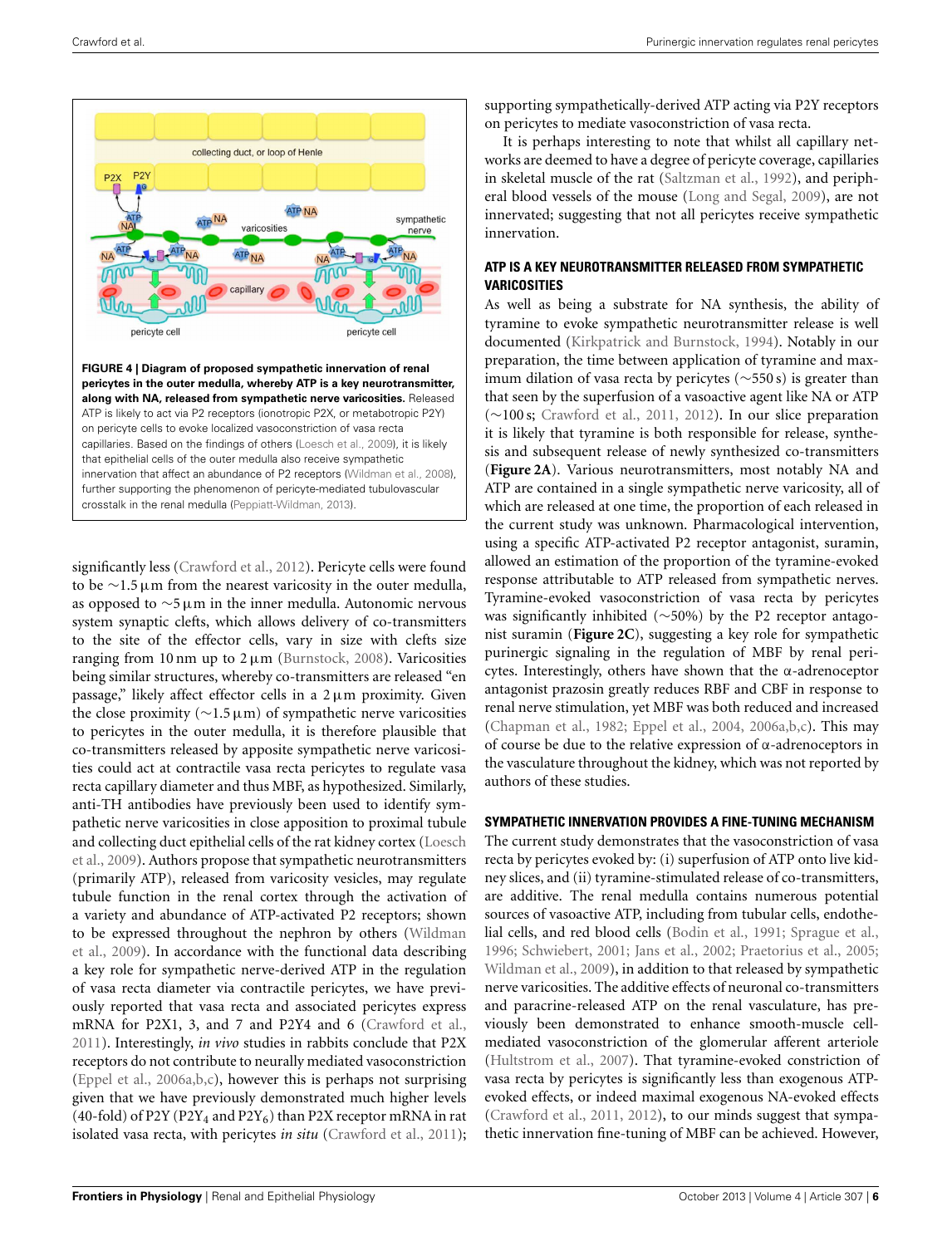**FIGURE 4 | Diagram of proposed sympathetic innervation of renal pericytes in the outer medulla, whereby ATP is a key neurotransmitter, along with NA, released from sympathetic nerve varicosities.** Released ATP is likely to act via P2 receptors (ionotropic P2X, or metabotropic P2Y) on pericyte cells to evoke localized vasoconstriction of vasa recta capillaries. Based on the findings of others (Loesch et al., 2009), it is likely that epithelial cells of the outer medulla also receive sympathetic innervation that affect an abundance of P2 receptors (Wildman et al., 2008), further supporting the phenomenon of pericyte-mediated tubulovascular crosstalk in the renal medulla (Peppiatt-Wildman, 2013).

significantly less (Crawford et al., 2012). Pericyte cells were found to be ~1.5 μm from the nearest varicosity in the outer medulla, as opposed to ~5 μm in the inner medulla. Autonomic nervous system synaptic clefts, which allows delivery of co-transmitters to the site of the effector cells, vary in size with clefts size ranging from 10 nm up to 2 μm (Burnstock, 2008). Varicosities being similar structures, whereby co-transmitters are released "en passage," likely affect effector cells in a 2 μm proximity. Given the close proximity (~1.5 μm) of sympathetic nerve varicosities to pericytes in the outer medulla, it is therefore plausible that co-transmitters released by apposite sympathetic nerve varicosities could act at contractile vasa recta pericytes to regulate vasa recta capillary diameter and thus MBF, as hypothesized. Similarly, anti-TH antibodies have previously been used to identify sympathetic nerve varicosities in close apposition to proximal tubule and collecting duct epithelial cells of the rat kidney cortex (Loesch et al., 2009). Authors propose that sympathetic neurotransmitters (primarily ATP), released from varicosity vesicles, may regulate tubule function in the renal cortex through the activation of a variety and abundance of ATP-activated P2 receptors; shown to be expressed throughout the nephron by others (Wildman et al., 2009). In accordance with the functional data describing a key role for sympathetic nerve-derived ATP in the regulation of vasa recta diameter via contractile pericytes, we have previously reported that vasa recta and associated pericytes express mRNA for P2X1, 3, and 7 and P2Y4 and 6 (Crawford et al., 2011). Interestingly, *in vivo* studies in rabbits conclude that P2X receptors do not contribute to neurally mediated vasoconstriction (Eppel et al., 2006a,b,c), however this is perhaps not surprising given that we have previously demonstrated much higher levels (40-fold) of P2Y ($P2Y_4$ and $P2Y_6$) than P2X receptor mRNA in rat isolated vasa recta, with pericytes *in situ* (Crawford et al., 2011); supporting sympathetically-derived ATP acting via P2Y receptors on pericytes to mediate vasoconstriction of vasa recta.

It is perhaps interesting to note that whilst all capillary networks are deemed to have a degree of pericyte coverage, capillaries in skeletal muscle of the rat (Saltzman et al., 1992), and peripheral blood vessels of the mouse (Long and Segal, 2009), are not innervated; suggesting that not all pericytes receive sympathetic innervation.

## ATP IS A KEY NEUROTRANSMITTER RELEASED FROM SYMPATHETIC VARICOSITIES

As well as being a substrate for NA synthesis, the ability of tyramine to evoke sympathetic neurotransmitter release is well documented (Kirkpatrick and Burnstock, 1994). Notably in our preparation, the time between application of tyramine and maximum dilation of vasa recta by pericytes (~550 s) is greater than that seen by the superfusion of a vasoactive agent like NA or ATP (~100 s; Crawford et al., 2011, 2012). In our slice preparation it is likely that tyramine is both responsible for release, synthesis and subsequent release of newly synthesized co-transmitters (**Figure 2A**). Various neurotransmitters, most notably NA and ATP are contained in a single sympathetic nerve varicosity, all of which are released at one time, the proportion of each released in the current study was unknown. Pharmacological intervention, using a specific ATP-activated P2 receptor antagonist, suramin, allowed an estimation of the proportion of the tyramine-evoked response attributable to ATP released from sympathetic nerves. Tyramine-evoked vasoconstriction of vasa recta by pericytes was significantly inhibited (~50%) by the P2 receptor antagonist suramin (**Figure 2C**), suggesting a key role for sympathetic purinergic signaling in the regulation of MBF by renal pericytes. Interestingly, others have shown that the α-adrenoceptor antagonist prazosin greatly reduces RBF and CBF in response to renal nerve stimulation, yet MBF was both reduced and increased (Chapman et al., 1982; Eppel et al., 2004, 2006a,b,c). This may of course be due to the relative expression of α-adrenoceptors in the vasculature throughout the kidney, which was not reported by authors of these studies.

## SYMPATHETIC INNERVATION PROVIDES A FINE-TUNING MECHANISM

The current study demonstrates that the vasoconstriction of vasa recta by pericytes evoked by: (i) superfusion of ATP onto live kidney slices, and (ii) tyramine-stimulated release of co-transmitters, are additive. The renal medulla contains numerous potential sources of vasoactive ATP, including from tubular cells, endothelial cells, and red blood cells (Bodin et al., 1991; Sprague et al., 1996; Schwiebert, 2001; Jans et al., 2002; Praetorius et al., 2005; Wildman et al., 2009), in addition to that released by sympathetic nerve varicosities. The additive effects of neuronal co-transmitters and paracrine-released ATP on the renal vasculature, has previously been demonstrated to enhance smooth-muscle cell-mediated vasoconstriction of the glomerular afferent arteriole (Hultstrom et al., 2007). That tyramine-evoked constriction of vasa recta by pericytes is significantly less than exogenous ATP-evoked effects, or indeed maximal exogenous NA-evoked effects (Crawford et al., 2011, 2012), to our minds suggest that sympathetic innervation fine-tuning of MBF can be achieved. However,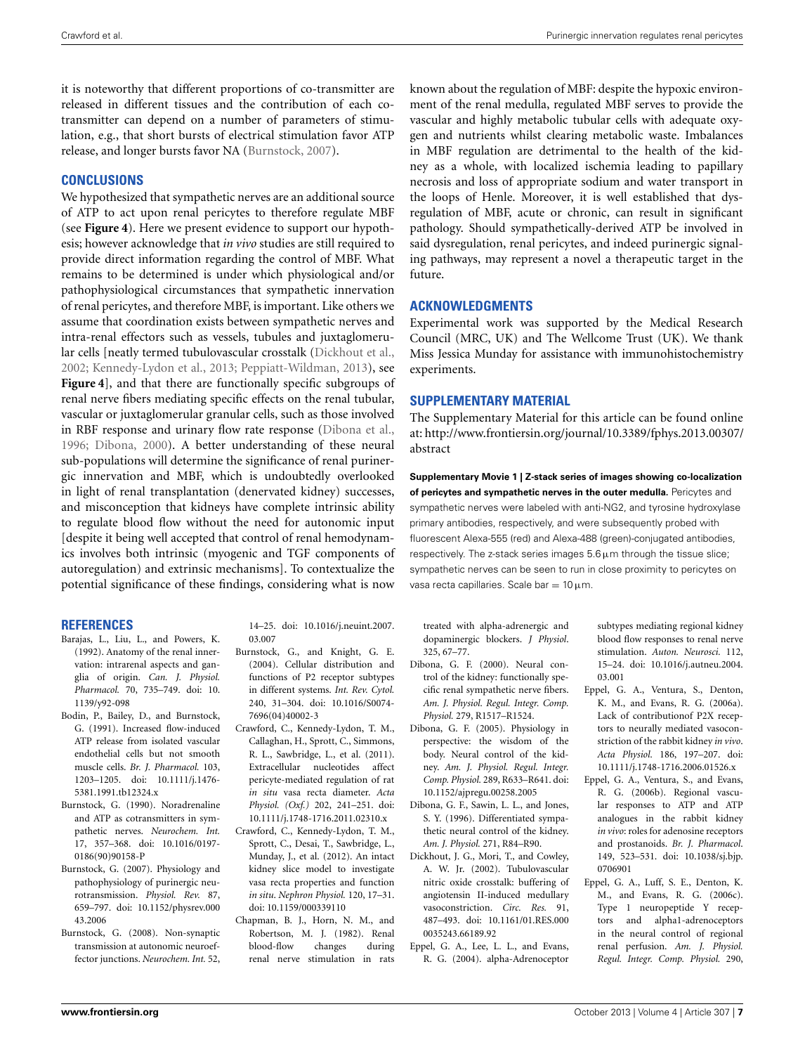it is noteworthy that different proportions of co-transmitter are released in different tissues and the contribution of each co-transmitter can depend on a number of parameters of stimulation, e.g., that short bursts of electrical stimulation favor ATP release, and longer bursts favor NA (Burnstock, 2007).

## CONCLUSIONS

We hypothesized that sympathetic nerves are an additional source of ATP to act upon renal pericytes to therefore regulate MBF (see **Figure 4**). Here we present evidence to support our hypothesis; however acknowledge that *in vivo* studies are still required to provide direct information regarding the control of MBF. What remains to be determined is under which physiological and/or pathophysiological circumstances that sympathetic innervation of renal pericytes, and therefore MBF, is important. Like others we assume that coordination exists between sympathetic nerves and intra-renal effectors such as vessels, tubules and juxtaglomerular cells [neatly termed tubulovascular crosstalk (Dickhout et al., 2002; Kennedy-Lydon et al., 2013; Peppiatt-Wildman, 2013), see **Figure 4**], and that there are functionally specific subgroups of renal nerve fibers mediating specific effects on the renal tubular, vascular or juxtaglomerular granular cells, such as those involved in RBF response and urinary flow rate response (Dibona et al., 1996; Dibona, 2000). A better understanding of these neural sub-populations will determine the significance of renal purinergic innervation and MBF, which is undoubtedly overlooked in light of renal transplantation (denervated kidney) successes, and misconception that kidneys have complete intrinsic ability to regulate blood flow without the need for autonomic input [despite it being well accepted that control of renal hemodynamics involves both intrinsic (myogenic and TGF components of autoregulation) and extrinsic mechanisms]. To contextualize the potential significance of these findings, considering what is now known about the regulation of MBF: despite the hypoxic environment of the renal medulla, regulated MBF serves to provide the vascular and highly metabolic tubular cells with adequate oxygen and nutrients whilst clearing metabolic waste. Imbalances in MBF regulation are detrimental to the health of the kidney as a whole, with localized ischemia leading to papillary necrosis and loss of appropriate sodium and water transport in the loops of Henle. Moreover, it is well established that dysregulation of MBF, acute or chronic, can result in significant pathology. Should sympathetically-derived ATP be involved in said dysregulation, renal pericytes, and indeed purinergic signaling pathways, may represent a novel a therapeutic target in the future.

## ACKNOWLEDGMENTS

Experimental work was supported by the Medical Research Council (MRC, UK) and The Wellcome Trust (UK). We thank Miss Jessica Munday for assistance with immunohistochemistry experiments.

## SUPPLEMENTARY MATERIAL

The Supplementary Material for this article can be found online at: http://www.frontiersin.org/journal/10.3389/fphys.2013.00307/abstract

**Supplementary Movie 1 | Z-stack series of images showing co-localization of pericytes and sympathetic nerves in the outer medulla.** Pericytes and sympathetic nerves were labeled with anti-NG2, and tyrosine hydroxylase primary antibodies, respectively, and were subsequently probed with fluorescent Alexa-555 (red) and Alexa-488 (green)-conjugated antibodies, respectively. The z-stack series images 5.6 μm through the tissue slice; sympathetic nerves can be seen to run in close proximity to pericytes on vasa recta capillaries. Scale bar = 10 μm.

## REFERENCES

Barajas, L., Liu, L., and Powers, K. (1992). Anatomy of the renal innervation: intrarenal aspects and ganglia of origin. *Can. J. Physiol. Pharmacol.* 70, 735–749. doi: 10.1139/y92-098

Bodin, P., Bailey, D., and Burnstock, G. (1991). Increased flow-induced ATP release from isolated vascular endothelial cells but not smooth muscle cells. *Br. J. Pharmacol.* 103, 1203–1205. doi: 10.1111/j.1476-5381.1991.tb12324.x

Burnstock, G. (1990). Noradrenaline and ATP as cotransmitters in sympathetic nerves. *Neurochem. Int.* 17, 357–368. doi: 10.1016/0197-0186(90)90158-P

Burnstock, G. (2007). Physiology and pathophysiology of purinergic neurotransmission. *Physiol. Rev.* 87, 659–797. doi: 10.1152/physrev.00043.2006

Burnstock, G. (2008). Non-synaptic transmission at autonomic neuroeffector junctions. *Neurochem. Int.* 52, 14–25. doi: 10.1016/j.neuint.2007.03.007

Burnstock, G., and Knight, G. E. (2004). Cellular distribution and functions of P2 receptor subtypes in different systems. *Int. Rev. Cytol.* 240, 31–304. doi: 10.1016/S0074-7696(04)40002-3

Crawford, C., Kennedy-Lydon, T. M., Callaghan, H., Sprott, C., Simmons, R. L., Sawbridge, L., et al. (2011). Extracellular nucleotides affect pericyte-mediated regulation of rat *in situ* vasa recta diameter. *Acta Physiol. (Oxf.)* 202, 241–251. doi: 10.1111/j.1748-1716.2011.02310.x

Crawford, C., Kennedy-Lydon, T. M., Sprott, C., Desai, T., Sawbridge, L., Munday, J., et al. (2012). An intact kidney slice model to investigate vasa recta properties and function *in situ*. *Nephron Physiol.* 120, 17–31. doi: 10.1159/000339110

Chapman, B. J., Horn, N. M., and Robertson, M. J. (1982). Renal blood-flow changes during renal nerve stimulation in rats treated with alpha-adrenergic and dopaminergic blockers. *J Physiol*. 325, 67–77.

Dibona, G. F. (2000). Neural control of the kidney: functionally specific renal sympathetic nerve fibers. *Am. J. Physiol. Regul. Integr. Comp. Physiol.* 279, R1517–R1524.

Dibona, G. F. (2005). Physiology in perspective: the wisdom of the body. Neural control of the kidney. *Am. J. Physiol. Regul. Integr. Comp. Physiol.* 289, R633–R641. doi: 10.1152/ajpregu.00258.2005

Dibona, G. F., Sawin, L. L., and Jones, S. Y. (1996). Differentiated sympathetic neural control of the kidney. *Am. J. Physiol.* 271, R84–R90.

Dickhout, J. G., Mori, T., and Cowley, A. W. Jr. (2002). Tubulovascular nitric oxide crosstalk: buffering of angiotensin II-induced medullary vasoconstriction. *Circ. Res.* 91, 487–493. doi: 10.1161/01.RES.0000035243.66189.92

Eppel, G. A., Lee, L. L., and Evans, R. G. (2004). alpha-Adrenoceptor subtypes mediating regional kidney blood flow responses to renal nerve stimulation. *Auton. Neurosci.* 112, 15–24. doi: 10.1016/j.autneu.2004.03.001

Eppel, G. A., Ventura, S., Denton, K. M., and Evans, R. G. (2006a). Lack of contributionof P2X receptors to neurally mediated vasoconstriction of the rabbit kidney *in vivo*. *Acta Physiol.* 186, 197–207. doi: 10.1111/j.1748-1716.2006.01526.x

Eppel, G. A., Ventura, S., and Evans, R. G. (2006b). Regional vascular responses to ATP and ATP analogues in the rabbit kidney *in vivo*: roles for adenosine receptors and prostanoids. *Br. J. Pharmacol.* 149, 523–531. doi: 10.1038/sj.bjp.0706901

Eppel, G. A., Luff, S. E., Denton, K. M., and Evans, R. G. (2006c). Type 1 neuropeptide Y receptors and alpha1-adrenoceptors in the neural control of regional renal perfusion. *Am. J. Physiol. Regul. Integr. Comp. Physiol.* 290,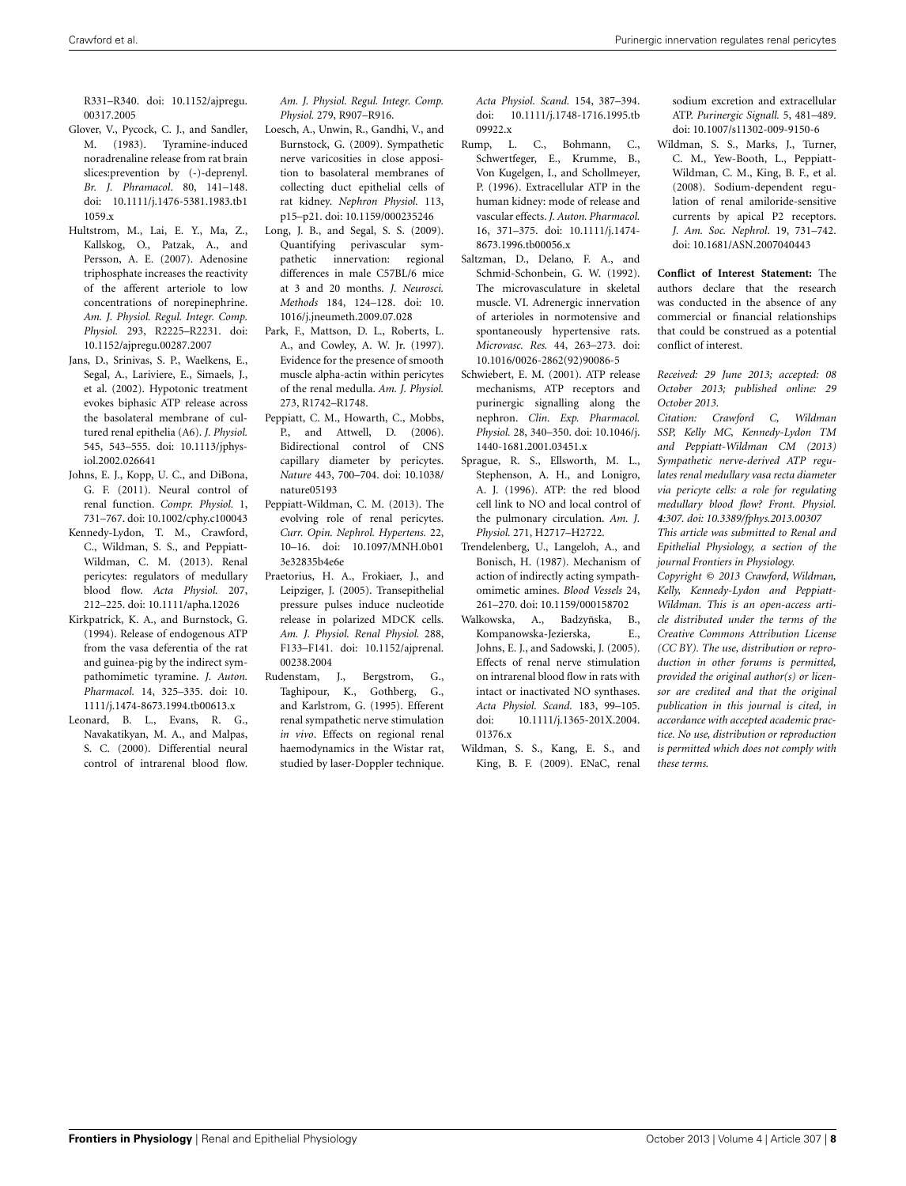R331–R340. doi: 10.1152/ajpregu.00317.2005

Glover, V., Pycock, C. J., and Sandler, M. (1983). Tyramine-induced noradrenaline release from rat brain slices:prevention by (-)-deprenyl. *Br. J. Phramacol.* 80, 141–148. doi: 10.1111/j.1476-5381.1983.tb11059.x

Hultstrom, M., Lai, E. Y., Ma, Z., Kallskog, O., Patzak, A., and Persson, A. E. (2007). Adenosine triphosphate increases the reactivity of the afferent arteriole to low concentrations of norepinephrine. *Am. J. Physiol. Regul. Integr. Comp. Physiol.* 293, R2225–R2231. doi: 10.1152/ajpregu.00287.2007

Jans, D., Srinivas, S. P., Waelkens, E., Segal, A., Lariviere, E., Simaels, J., et al. (2002). Hypotonic treatment evokes biphasic ATP release across the basolateral membrane of cultured renal epithelia (A6). *J. Physiol.* 545, 543–555. doi: 10.1113/jphysiol.2002.026641

Johns, E. J., Kopp, U. C., and DiBona, G. F. (2011). Neural control of renal function. *Compr. Physiol.* 1, 731–767. doi: 10.1002/cphy.c100043

Kennedy-Lydon, T. M., Crawford, C., Wildman, S. S., and Peppiatt-Wildman, C. M. (2013). Renal pericytes: regulators of medullary blood flow. *Acta Physiol.* 207, 212–225. doi: 10.1111/apha.12026

Kirkpatrick, K. A., and Burnstock, G. (1994). Release of endogenous ATP from the vasa deferentia of the rat and guinea-pig by the indirect sympathomimetic tyramine. *J. Auton. Pharmacol.* 14, 325–335. doi: 10.1111/j.1474-8673.1994.tb00613.x

Leonard, B. L., Evans, R. G., Navakatikyan, M. A., and Malpas, S. C. (2000). Differential neural control of intrarenal blood flow. *Am. J. Physiol. Regul. Integr. Comp. Physiol.* 279, R907–R916.

Loesch, A., Unwin, R., Gandhi, V., and Burnstock, G. (2009). Sympathetic nerve varicosities in close apposition to basolateral membranes of collecting duct epithelial cells of rat kidney. *Nephron Physiol.* 113, p15–p21. doi: 10.1159/000235246

Long, J. B., and Segal, S. S. (2009). Quantifying perivascular sympathetic innervation: regional differences in male C57BL/6 mice at 3 and 20 months. *J. Neurosci. Methods* 184, 124–128. doi: 10.1016/j.jneumeth.2009.07.028

Park, F., Mattson, D. L., Roberts, L. A., and Cowley, A. W. Jr. (1997). Evidence for the presence of smooth muscle alpha-actin within pericytes of the renal medulla. *Am. J. Physiol.* 273, R1742–R1748.

Peppiatt, C. M., Howarth, C., Mobbs, P., and Attwell, D. (2006). Bidirectional control of CNS capillary diameter by pericytes. *Nature* 443, 700–704. doi: 10.1038/nature05193

Peppiatt-Wildman, C. M. (2013). The evolving role of renal pericytes. *Curr. Opin. Nephrol. Hypertens.* 22, 10–16. doi: 10.1097/MNH.0b013e32835b4e6e

Praetorius, H. A., Frokiaer, J., and Leipziger, J. (2005). Transepithelial pressure pulses induce nucleotide release in polarized MDCK cells. *Am. J. Physiol. Renal Physiol.* 288, F133–F141. doi: 10.1152/ajprenal.00238.2004

Rudenstam, J., Bergstrom, G., Taghipour, K., Gothberg, G., and Karlstrom, G. (1995). Efferent renal sympathetic nerve stimulation *in vivo*. Effects on regional renal haemodynamics in the Wistar rat, studied by laser-Doppler technique. *Acta Physiol. Scand.* 154, 387–394. doi: 10.1111/j.1748-1716.1995.tb09922.x

Rump, L. C., Bohmann, C., Schwertfeger, E., Krumme, B., Von Kugelgen, I., and Schollmeyer, P. (1996). Extracellular ATP in the human kidney: mode of release and vascular effects. *J. Auton. Pharmacol.* 16, 371–375. doi: 10.1111/j.1474-8673.1996.tb00056.x

Saltzman, D., Delano, F. A., and Schmid-Schonbein, G. W. (1992). The microvasculature in skeletal muscle. VI. Adrenergic innervation of arterioles in normotensive and spontaneously hypertensive rats. *Microvasc. Res.* 44, 263–273. doi: 10.1016/0026-2862(92)90086-5

Schwiebert, E. M. (2001). ATP release mechanisms, ATP receptors and purinergic signalling along the nephron. *Clin. Exp. Pharmacol. Physiol.* 28, 340–350. doi: 10.1046/j.1440-1681.2001.03451.x

Sprague, R. S., Ellsworth, M. L., Stephenson, A. H., and Lonigro, A. J. (1996). ATP: the red blood cell link to NO and local control of the pulmonary circulation. *Am. J. Physiol.* 271, H2717–H2722.

Trendelenberg, U., Langeloh, A., and Bonisch, H. (1987). Mechanism of action of indirectly acting sympathomimetic amines. *Blood Vessels* 24, 261–270. doi: 10.1159/000158702

Walkowska, A., Badzyñska, B., Kompanowska-Jezierska, E., Johns, E. J., and Sadowski, J. (2005). Effects of renal nerve stimulation on intrarenal blood flow in rats with intact or inactivated NO synthases. *Acta Physiol. Scand.* 183, 99–105. doi: 10.1111/j.1365-201X.2004.01376.x

Wildman, S. S., Kang, E. S., and King, B. F. (2009). ENaC, renal sodium excretion and extracellular ATP. *Purinergic Signall.* 5, 481–489. doi: 10.1007/s11302-009-9150-6

Wildman, S. S., Marks, J., Turner, C. M., Yew-Booth, L., Peppiatt-Wildman, C. M., King, B. F., et al. (2008). Sodium-dependent regulation of renal amiloride-sensitive currents by apical P2 receptors. *J. Am. Soc. Nephrol.* 19, 731–742. doi: 10.1681/ASN.2007040443

**Conflict of Interest Statement:** The authors declare that the research was conducted in the absence of any commercial or financial relationships that could be construed as a potential conflict of interest.

*Received: 29 June 2013; accepted: 08 October 2013; published online: 29 October 2013.*

*Citation: Crawford C, Wildman SSP, Kelly MC, Kennedy-Lydon TM and Peppiatt-Wildman CM (2013) Sympathetic nerve-derived ATP regulates renal medullary vasa recta diameter via pericyte cells: a role for regulating medullary blood flow? Front. Physiol. 4:307. doi: 10.3389/fphys.2013.00307*

*This article was submitted to Renal and Epithelial Physiology, a section of the journal Frontiers in Physiology.*

*Copyright © 2013 Crawford, Wildman, Kelly, Kennedy-Lydon and Peppiatt-Wildman. This is an open-access article distributed under the terms of the Creative Commons Attribution License (CC BY). The use, distribution or reproduction in other forums is permitted, provided the original author(s) or licensor are credited and that the original publication in this journal is cited, in accordance with accepted academic practice. No use, distribution or reproduction is permitted which does not comply with these terms.*